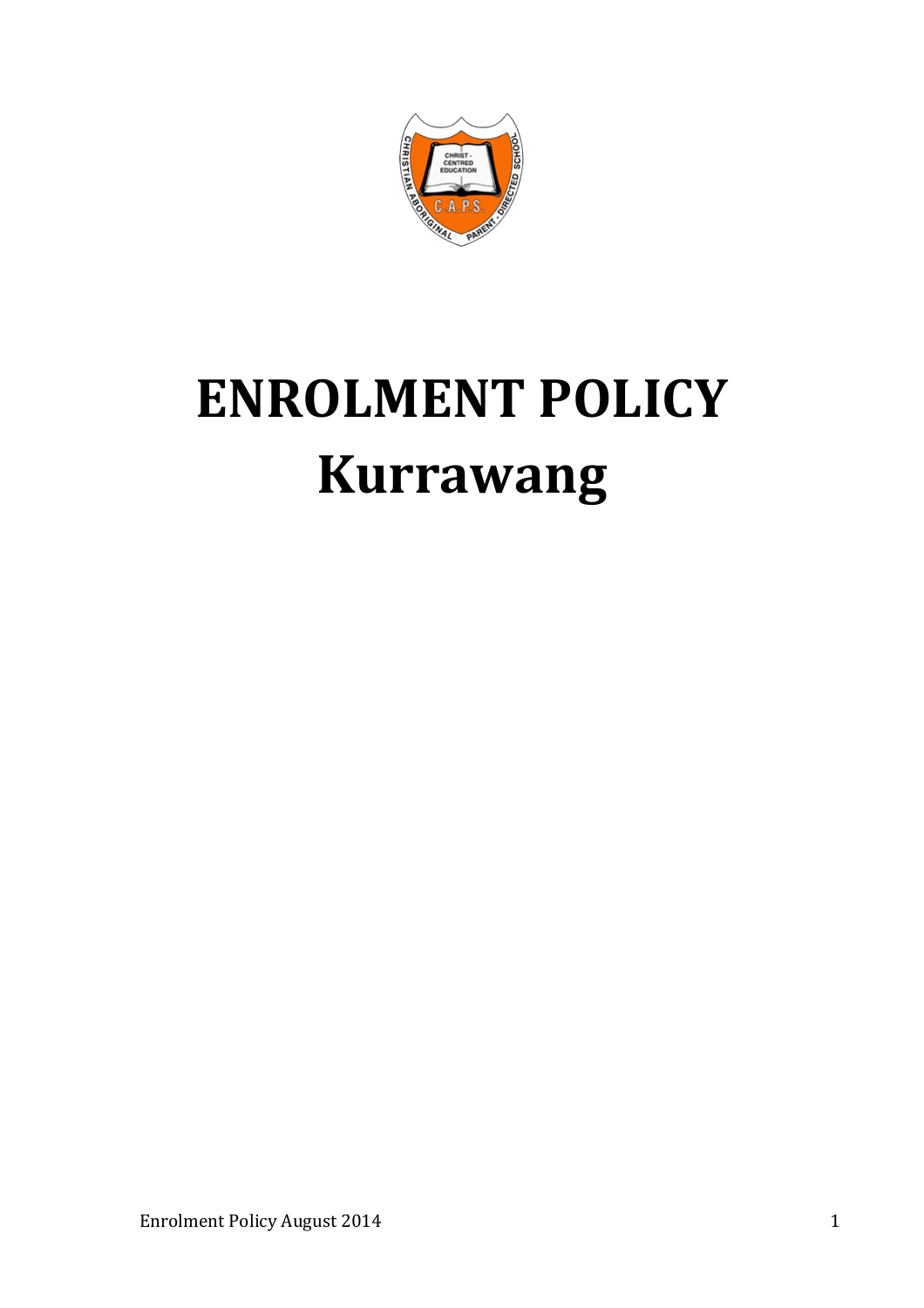# ENROLMENT POLICY
# Kurrawang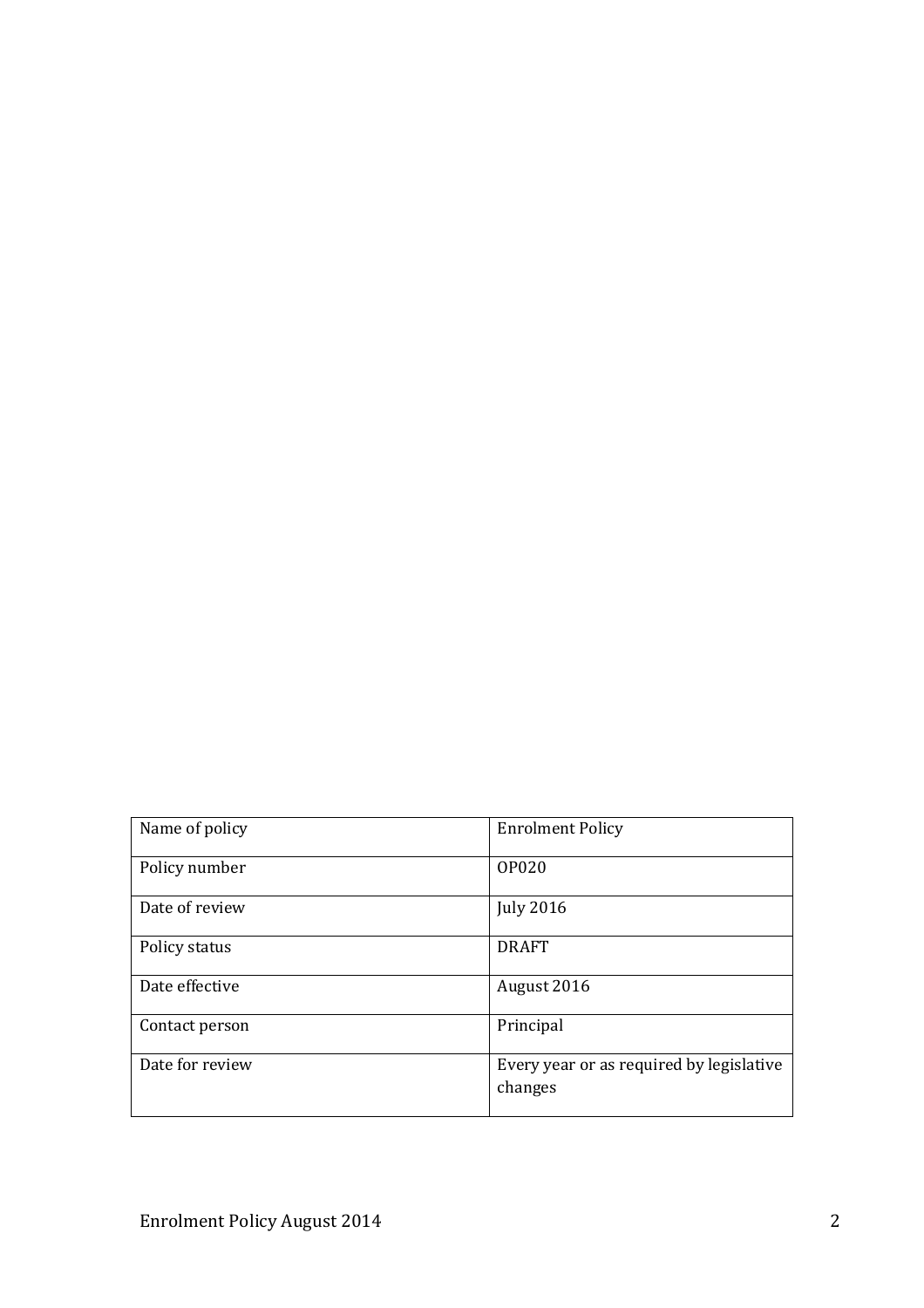| Name of policy | Enrolment Policy |
|---|---|
| Policy number | OP020 |
| Date of review | July 2016 |
| Policy status | DRAFT |
| Date effective | August 2016 |
| Contact person | Principal |
| Date for review | Every year or as required by legislative changes |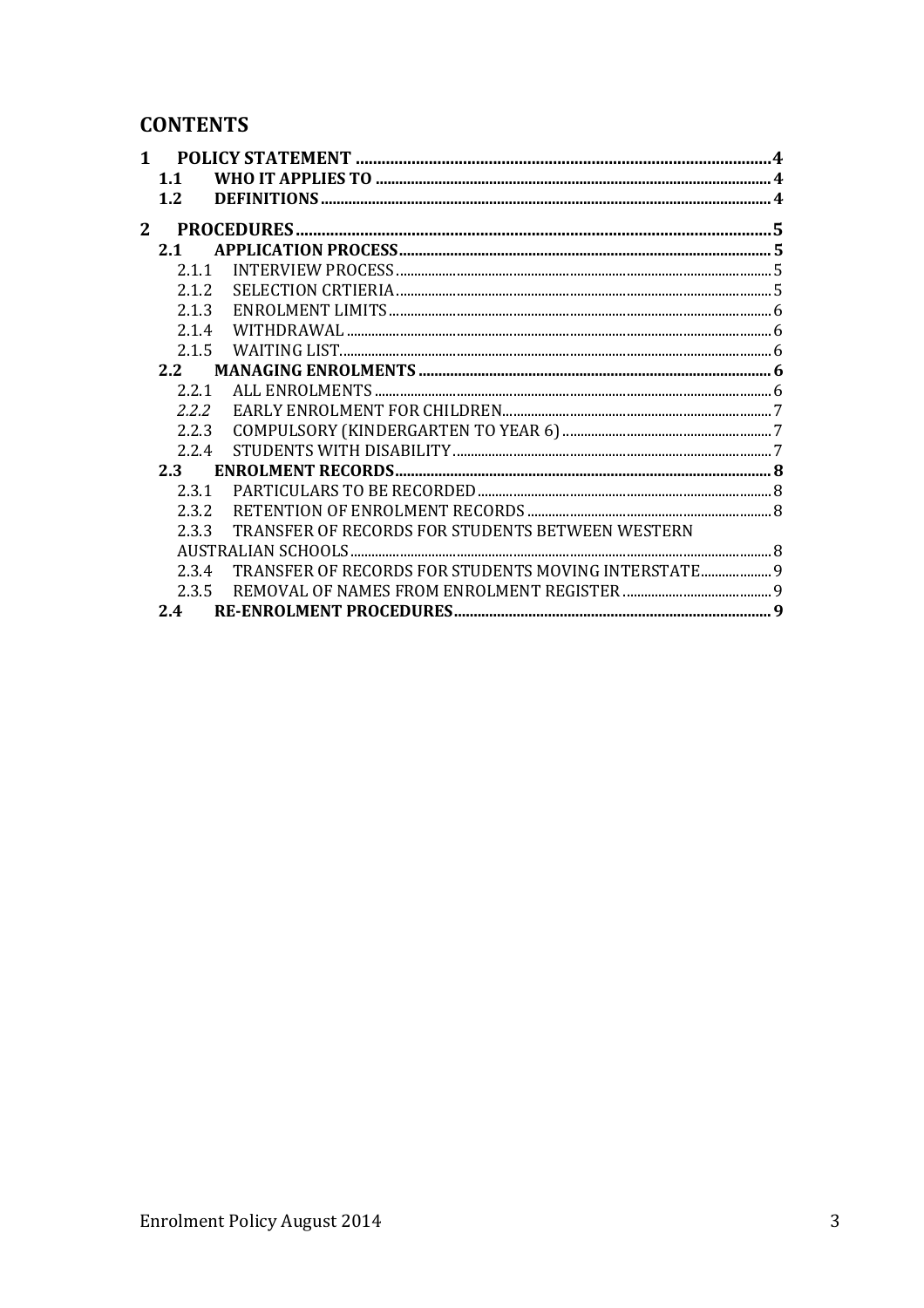# CONTENTS

1 POLICY STATEMENT ........................................................................................ 4
   1.1 WHO IT APPLIES TO ........................................................................................ 4
   1.2 DEFINITIONS ........................................................................................ 4

2 PROCEDURES ........................................................................................ 5
   2.1 APPLICATION PROCESS ........................................................................................ 5
      2.1.1 INTERVIEW PROCESS ........................................................................................ 5
      2.1.2 SELECTION CRTIERIA ........................................................................................ 5
      2.1.3 ENROLMENT LIMITS ........................................................................................ 6
      2.1.4 WITHDRAWAL ........................................................................................ 6
      2.1.5 WAITING LIST ........................................................................................ 6
   2.2 MANAGING ENROLMENTS ........................................................................................ 6
      2.2.1 ALL ENROLMENTS ........................................................................................ 6
      *2.2.2* EARLY ENROLMENT FOR CHILDREN ........................................................................................ 7
      2.2.3 COMPULSORY (KINDERGARTEN TO YEAR 6) ........................................................................................ 7
      2.2.4 STUDENTS WITH DISABILITY ........................................................................................ 7
   2.3 ENROLMENT RECORDS ........................................................................................ 8
      2.3.1 PARTICULARS TO BE RECORDED ........................................................................................ 8
      2.3.2 RETENTION OF ENROLMENT RECORDS ........................................................................................ 8
      2.3.3 TRANSFER OF RECORDS FOR STUDENTS BETWEEN WESTERN AUSTRALIAN SCHOOLS ........................................................................................ 8
      2.3.4 TRANSFER OF RECORDS FOR STUDENTS MOVING INTERSTATE ........................................................................................ 9
      2.3.5 REMOVAL OF NAMES FROM ENROLMENT REGISTER ........................................................................................ 9
   2.4 RE-ENROLMENT PROCEDURES ........................................................................................ 9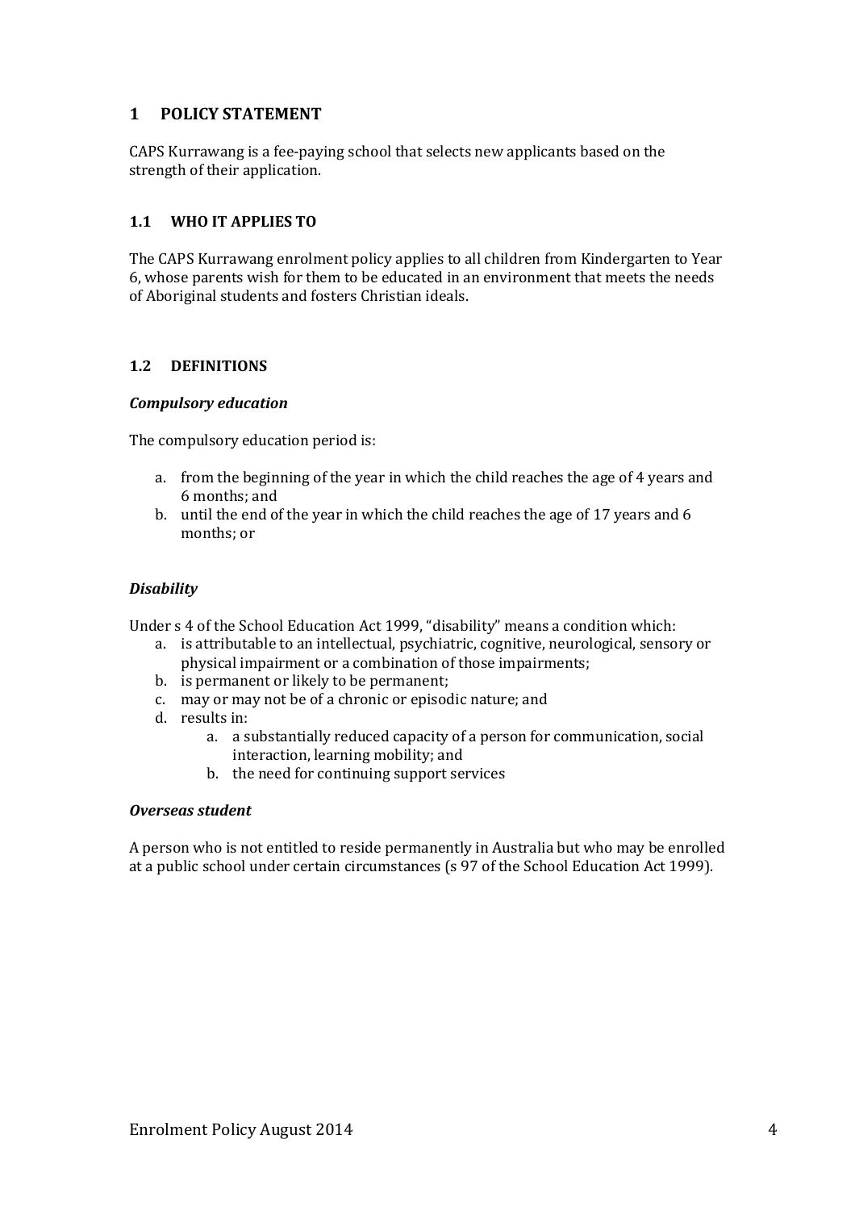## 1 POLICY STATEMENT

CAPS Kurrawang is a fee-paying school that selects new applicants based on the strength of their application.

### 1.1 WHO IT APPLIES TO

The CAPS Kurrawang enrolment policy applies to all children from Kindergarten to Year 6, whose parents wish for them to be educated in an environment that meets the needs of Aboriginal students and fosters Christian ideals.

### 1.2 DEFINITIONS

***Compulsory education***

The compulsory education period is:

a. from the beginning of the year in which the child reaches the age of 4 years and 6 months; and
b. until the end of the year in which the child reaches the age of 17 years and 6 months; or

***Disability***

Under s 4 of the School Education Act 1999, "disability" means a condition which:

a. is attributable to an intellectual, psychiatric, cognitive, neurological, sensory or physical impairment or a combination of those impairments;
b. is permanent or likely to be permanent;
c. may or may not be of a chronic or episodic nature; and
d. results in:
    a. a substantially reduced capacity of a person for communication, social interaction, learning mobility; and
    b. the need for continuing support services

***Overseas student***

A person who is not entitled to reside permanently in Australia but who may be enrolled at a public school under certain circumstances (s 97 of the School Education Act 1999).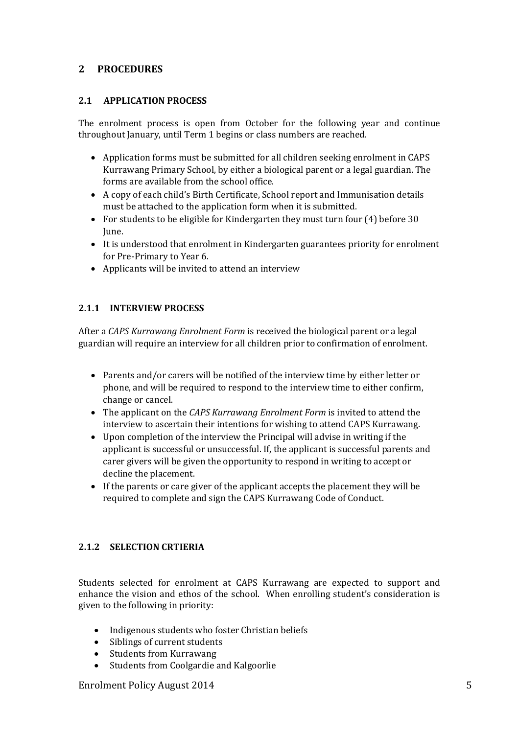# 2 PROCEDURES

## 2.1 APPLICATION PROCESS

The enrolment process is open from October for the following year and continue throughout January, until Term 1 begins or class numbers are reached.

- Application forms must be submitted for all children seeking enrolment in CAPS Kurrawang Primary School, by either a biological parent or a legal guardian. The forms are available from the school office.
- A copy of each child's Birth Certificate, School report and Immunisation details must be attached to the application form when it is submitted.
- For students to be eligible for Kindergarten they must turn four (4) before 30 June.
- It is understood that enrolment in Kindergarten guarantees priority for enrolment for Pre-Primary to Year 6.
- Applicants will be invited to attend an interview

### 2.1.1 INTERVIEW PROCESS

After a *CAPS Kurrawang Enrolment Form* is received the biological parent or a legal guardian will require an interview for all children prior to confirmation of enrolment.

- Parents and/or carers will be notified of the interview time by either letter or phone, and will be required to respond to the interview time to either confirm, change or cancel.
- The applicant on the *CAPS Kurrawang Enrolment Form* is invited to attend the interview to ascertain their intentions for wishing to attend CAPS Kurrawang.
- Upon completion of the interview the Principal will advise in writing if the applicant is successful or unsuccessful. If, the applicant is successful parents and carer givers will be given the opportunity to respond in writing to accept or decline the placement.
- If the parents or care giver of the applicant accepts the placement they will be required to complete and sign the CAPS Kurrawang Code of Conduct.

### 2.1.2 SELECTION CRTIERIA

Students selected for enrolment at CAPS Kurrawang are expected to support and enhance the vision and ethos of the school. When enrolling student's consideration is given to the following in priority:

- Indigenous students who foster Christian beliefs
- Siblings of current students
- Students from Kurrawang
- Students from Coolgardie and Kalgoorlie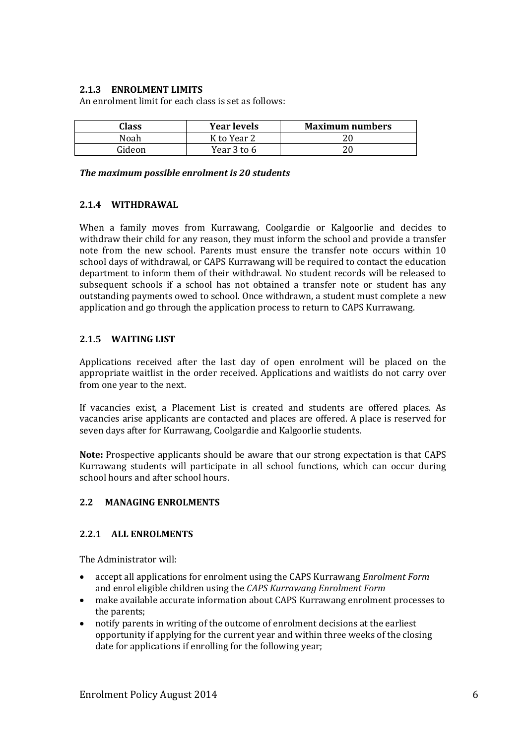### 2.1.3 ENROLMENT LIMITS

An enrolment limit for each class is set as follows:

| Class | Year levels | Maximum numbers |
|---|---|---|
| Noah | K to Year 2 | 20 |
| Gideon | Year 3 to 6 | 20 |

***The maximum possible enrolment is 20 students***

### 2.1.4 WITHDRAWAL

When a family moves from Kurrawang, Coolgardie or Kalgoorlie and decides to withdraw their child for any reason, they must inform the school and provide a transfer note from the new school. Parents must ensure the transfer note occurs within 10 school days of withdrawal, or CAPS Kurrawang will be required to contact the education department to inform them of their withdrawal. No student records will be released to subsequent schools if a school has not obtained a transfer note or student has any outstanding payments owed to school. Once withdrawn, a student must complete a new application and go through the application process to return to CAPS Kurrawang.

### 2.1.5 WAITING LIST

Applications received after the last day of open enrolment will be placed on the appropriate waitlist in the order received. Applications and waitlists do not carry over from one year to the next.

If vacancies exist, a Placement List is created and students are offered places. As vacancies arise applicants are contacted and places are offered. A place is reserved for seven days after for Kurrawang, Coolgardie and Kalgoorlie students.

**Note:** Prospective applicants should be aware that our strong expectation is that CAPS Kurrawang students will participate in all school functions, which can occur during school hours and after school hours.

## 2.2 MANAGING ENROLMENTS

### 2.2.1 ALL ENROLMENTS

The Administrator will:

- accept all applications for enrolment using the CAPS Kurrawang *Enrolment Form* and enrol eligible children using the *CAPS Kurrawang Enrolment Form*
- make available accurate information about CAPS Kurrawang enrolment processes to the parents;
- notify parents in writing of the outcome of enrolment decisions at the earliest opportunity if applying for the current year and within three weeks of the closing date for applications if enrolling for the following year;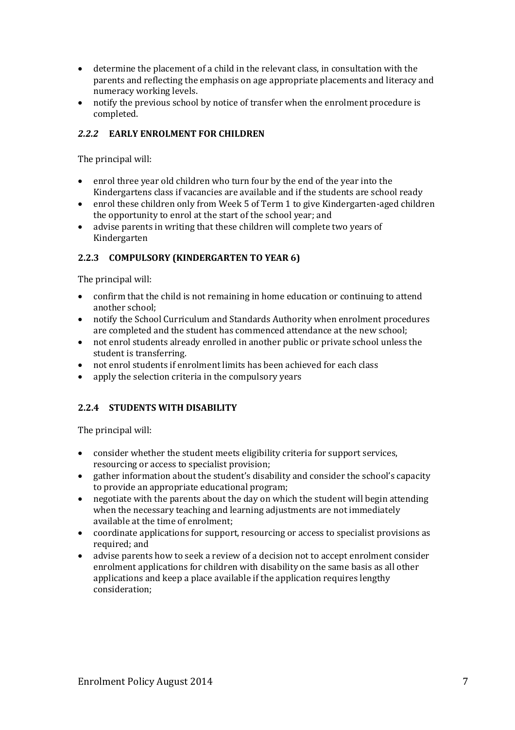- determine the placement of a child in the relevant class, in consultation with the parents and reflecting the emphasis on age appropriate placements and literacy and numeracy working levels.
- notify the previous school by notice of transfer when the enrolment procedure is completed.

### *2.2.2* EARLY ENROLMENT FOR CHILDREN

The principal will:

- enrol three year old children who turn four by the end of the year into the Kindergartens class if vacancies are available and if the students are school ready
- enrol these children only from Week 5 of Term 1 to give Kindergarten-aged children the opportunity to enrol at the start of the school year; and
- advise parents in writing that these children will complete two years of Kindergarten

### 2.2.3 COMPULSORY (KINDERGARTEN TO YEAR 6)

The principal will:

- confirm that the child is not remaining in home education or continuing to attend another school;
- notify the School Curriculum and Standards Authority when enrolment procedures are completed and the student has commenced attendance at the new school;
- not enrol students already enrolled in another public or private school unless the student is transferring.
- not enrol students if enrolment limits has been achieved for each class
- apply the selection criteria in the compulsory years

### 2.2.4 STUDENTS WITH DISABILITY

The principal will:

- consider whether the student meets eligibility criteria for support services, resourcing or access to specialist provision;
- gather information about the student's disability and consider the school's capacity to provide an appropriate educational program;
- negotiate with the parents about the day on which the student will begin attending when the necessary teaching and learning adjustments are not immediately available at the time of enrolment;
- coordinate applications for support, resourcing or access to specialist provisions as required; and
- advise parents how to seek a review of a decision not to accept enrolment consider enrolment applications for children with disability on the same basis as all other applications and keep a place available if the application requires lengthy consideration;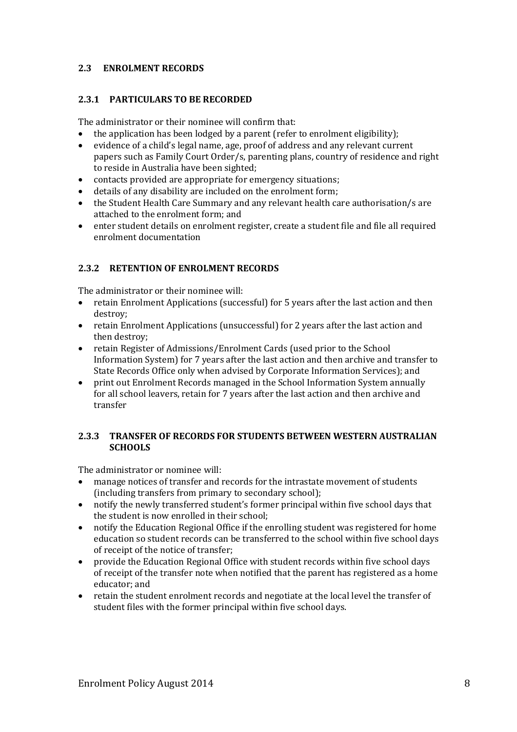## 2.3 ENROLMENT RECORDS

### 2.3.1 PARTICULARS TO BE RECORDED

The administrator or their nominee will confirm that:

- the application has been lodged by a parent (refer to enrolment eligibility);
- evidence of a child's legal name, age, proof of address and any relevant current papers such as Family Court Order/s, parenting plans, country of residence and right to reside in Australia have been sighted;
- contacts provided are appropriate for emergency situations;
- details of any disability are included on the enrolment form;
- the Student Health Care Summary and any relevant health care authorisation/s are attached to the enrolment form; and
- enter student details on enrolment register, create a student file and file all required enrolment documentation

### 2.3.2 RETENTION OF ENROLMENT RECORDS

The administrator or their nominee will:

- retain Enrolment Applications (successful) for 5 years after the last action and then destroy;
- retain Enrolment Applications (unsuccessful) for 2 years after the last action and then destroy;
- retain Register of Admissions/Enrolment Cards (used prior to the School Information System) for 7 years after the last action and then archive and transfer to State Records Office only when advised by Corporate Information Services); and
- print out Enrolment Records managed in the School Information System annually for all school leavers, retain for 7 years after the last action and then archive and transfer

### 2.3.3 TRANSFER OF RECORDS FOR STUDENTS BETWEEN WESTERN AUSTRALIAN SCHOOLS

The administrator or nominee will:

- manage notices of transfer and records for the intrastate movement of students (including transfers from primary to secondary school);
- notify the newly transferred student's former principal within five school days that the student is now enrolled in their school;
- notify the Education Regional Office if the enrolling student was registered for home education so student records can be transferred to the school within five school days of receipt of the notice of transfer;
- provide the Education Regional Office with student records within five school days of receipt of the transfer note when notified that the parent has registered as a home educator; and
- retain the student enrolment records and negotiate at the local level the transfer of student files with the former principal within five school days.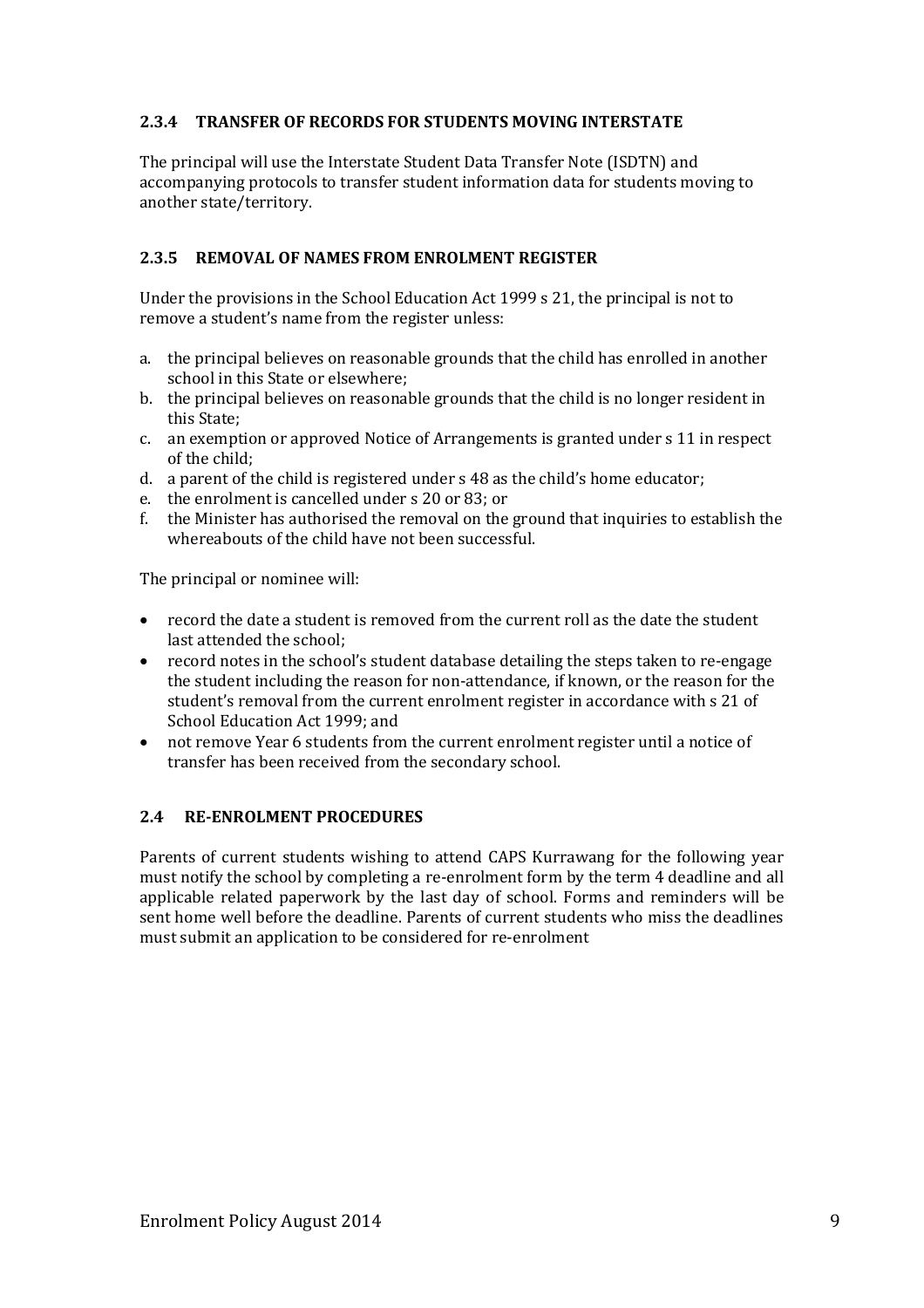### 2.3.4 TRANSFER OF RECORDS FOR STUDENTS MOVING INTERSTATE

The principal will use the Interstate Student Data Transfer Note (ISDTN) and accompanying protocols to transfer student information data for students moving to another state/territory.

### 2.3.5 REMOVAL OF NAMES FROM ENROLMENT REGISTER

Under the provisions in the School Education Act 1999 s 21, the principal is not to remove a student's name from the register unless:

a. the principal believes on reasonable grounds that the child has enrolled in another school in this State or elsewhere;
b. the principal believes on reasonable grounds that the child is no longer resident in this State;
c. an exemption or approved Notice of Arrangements is granted under s 11 in respect of the child;
d. a parent of the child is registered under s 48 as the child's home educator;
e. the enrolment is cancelled under s 20 or 83; or
f. the Minister has authorised the removal on the ground that inquiries to establish the whereabouts of the child have not been successful.

The principal or nominee will:

- record the date a student is removed from the current roll as the date the student last attended the school;
- record notes in the school's student database detailing the steps taken to re-engage the student including the reason for non-attendance, if known, or the reason for the student's removal from the current enrolment register in accordance with s 21 of School Education Act 1999; and
- not remove Year 6 students from the current enrolment register until a notice of transfer has been received from the secondary school.

## 2.4 RE-ENROLMENT PROCEDURES

Parents of current students wishing to attend CAPS Kurrawang for the following year must notify the school by completing a re-enrolment form by the term 4 deadline and all applicable related paperwork by the last day of school. Forms and reminders will be sent home well before the deadline. Parents of current students who miss the deadlines must submit an application to be considered for re-enrolment